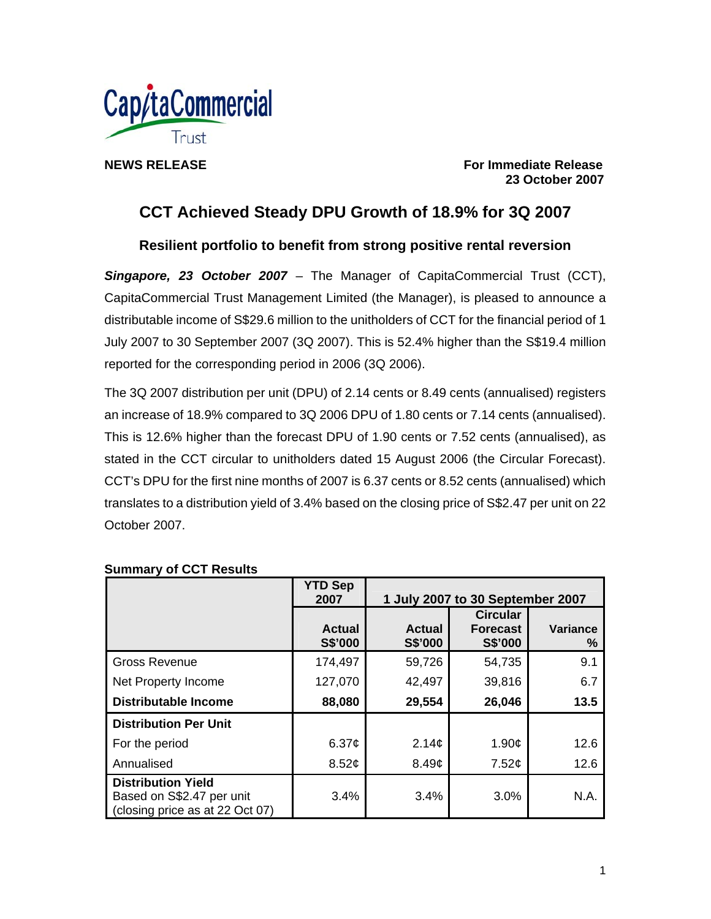CapitaCommercial Trust

**NEWS RELEASE**

**For Immediate Release**
**23 October 2007**

# CCT Achieved Steady DPU Growth of 18.9% for 3Q 2007

## Resilient portfolio to benefit from strong positive rental reversion

***Singapore, 23 October 2007*** – The Manager of CapitaCommercial Trust (CCT), CapitaCommercial Trust Management Limited (the Manager), is pleased to announce a distributable income of S$29.6 million to the unitholders of CCT for the financial period of 1 July 2007 to 30 September 2007 (3Q 2007). This is 52.4% higher than the S$19.4 million reported for the corresponding period in 2006 (3Q 2006).

The 3Q 2007 distribution per unit (DPU) of 2.14 cents or 8.49 cents (annualised) registers an increase of 18.9% compared to 3Q 2006 DPU of 1.80 cents or 7.14 cents (annualised). This is 12.6% higher than the forecast DPU of 1.90 cents or 7.52 cents (annualised), as stated in the CCT circular to unitholders dated 15 August 2006 (the Circular Forecast). CCT's DPU for the first nine months of 2007 is 6.37 cents or 8.52 cents (annualised) which translates to a distribution yield of 3.4% based on the closing price of S$2.47 per unit on 22 October 2007.

**Summary of CCT Results**

| | YTD Sep 2007 | 1 July 2007 to 30 September 2007 | | |
|---|---|---|---|---|
| | **Actual S$'000** | **Actual S$'000** | **Circular Forecast S$'000** | **Variance %** |
| Gross Revenue | 174,497 | 59,726 | 54,735 | 9.1 |
| Net Property Income | 127,070 | 42,497 | 39,816 | 6.7 |
| **Distributable Income** | **88,080** | **29,554** | **26,046** | **13.5** |
| **Distribution Per Unit** | | | | |
| For the period | 6.37¢ | 2.14¢ | 1.90¢ | 12.6 |
| Annualised | 8.52¢ | 8.49¢ | 7.52¢ | 12.6 |
| **Distribution Yield** Based on S$2.47 per unit (closing price as at 22 Oct 07) | 3.4% | 3.4% | 3.0% | N.A. |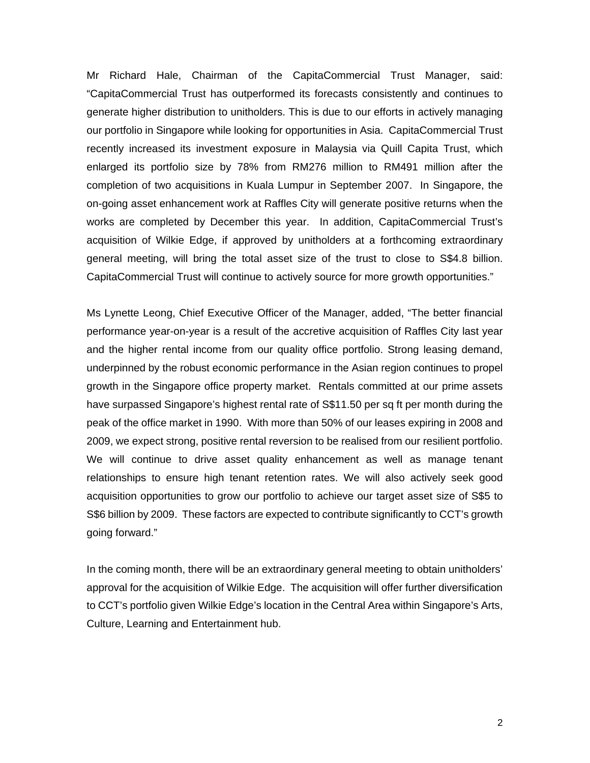Mr Richard Hale, Chairman of the CapitaCommercial Trust Manager, said: "CapitaCommercial Trust has outperformed its forecasts consistently and continues to generate higher distribution to unitholders. This is due to our efforts in actively managing our portfolio in Singapore while looking for opportunities in Asia. CapitaCommercial Trust recently increased its investment exposure in Malaysia via Quill Capita Trust, which enlarged its portfolio size by 78% from RM276 million to RM491 million after the completion of two acquisitions in Kuala Lumpur in September 2007. In Singapore, the on-going asset enhancement work at Raffles City will generate positive returns when the works are completed by December this year. In addition, CapitaCommercial Trust's acquisition of Wilkie Edge, if approved by unitholders at a forthcoming extraordinary general meeting, will bring the total asset size of the trust to close to S$4.8 billion. CapitaCommercial Trust will continue to actively source for more growth opportunities."

Ms Lynette Leong, Chief Executive Officer of the Manager, added, "The better financial performance year-on-year is a result of the accretive acquisition of Raffles City last year and the higher rental income from our quality office portfolio. Strong leasing demand, underpinned by the robust economic performance in the Asian region continues to propel growth in the Singapore office property market. Rentals committed at our prime assets have surpassed Singapore's highest rental rate of S$11.50 per sq ft per month during the peak of the office market in 1990. With more than 50% of our leases expiring in 2008 and 2009, we expect strong, positive rental reversion to be realised from our resilient portfolio. We will continue to drive asset quality enhancement as well as manage tenant relationships to ensure high tenant retention rates. We will also actively seek good acquisition opportunities to grow our portfolio to achieve our target asset size of S$5 to S$6 billion by 2009. These factors are expected to contribute significantly to CCT's growth going forward."

In the coming month, there will be an extraordinary general meeting to obtain unitholders' approval for the acquisition of Wilkie Edge. The acquisition will offer further diversification to CCT's portfolio given Wilkie Edge's location in the Central Area within Singapore's Arts, Culture, Learning and Entertainment hub.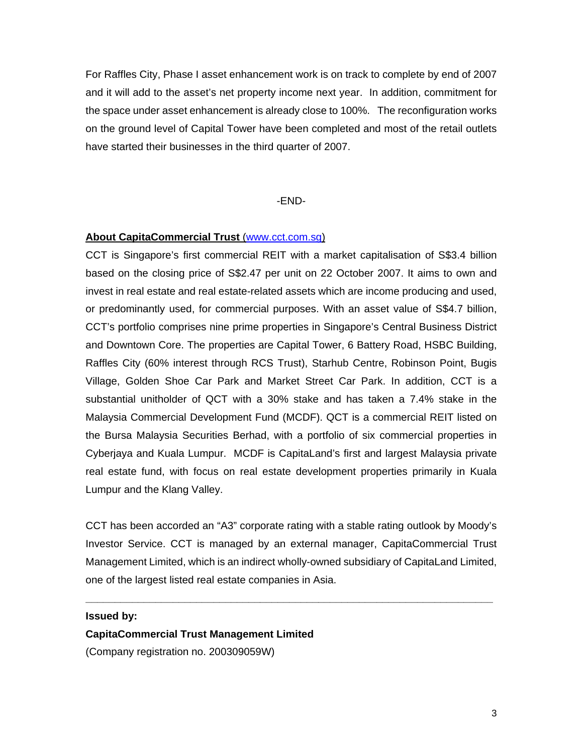For Raffles City, Phase I asset enhancement work is on track to complete by end of 2007 and it will add to the asset's net property income next year. In addition, commitment for the space under asset enhancement is already close to 100%. The reconfiguration works on the ground level of Capital Tower have been completed and most of the retail outlets have started their businesses in the third quarter of 2007.

-END-

**About CapitaCommercial Trust** (www.cct.com.sg)

CCT is Singapore's first commercial REIT with a market capitalisation of S$3.4 billion based on the closing price of S$2.47 per unit on 22 October 2007. It aims to own and invest in real estate and real estate-related assets which are income producing and used, or predominantly used, for commercial purposes. With an asset value of S$4.7 billion, CCT's portfolio comprises nine prime properties in Singapore's Central Business District and Downtown Core. The properties are Capital Tower, 6 Battery Road, HSBC Building, Raffles City (60% interest through RCS Trust), Starhub Centre, Robinson Point, Bugis Village, Golden Shoe Car Park and Market Street Car Park. In addition, CCT is a substantial unitholder of QCT with a 30% stake and has taken a 7.4% stake in the Malaysia Commercial Development Fund (MCDF). QCT is a commercial REIT listed on the Bursa Malaysia Securities Berhad, with a portfolio of six commercial properties in Cyberjaya and Kuala Lumpur. MCDF is CapitaLand's first and largest Malaysia private real estate fund, with focus on real estate development properties primarily in Kuala Lumpur and the Klang Valley.

CCT has been accorded an "A3" corporate rating with a stable rating outlook by Moody's Investor Service. CCT is managed by an external manager, CapitaCommercial Trust Management Limited, which is an indirect wholly-owned subsidiary of CapitaLand Limited, one of the largest listed real estate companies in Asia.

---

**Issued by:**

**CapitaCommercial Trust Management Limited**

(Company registration no. 200309059W)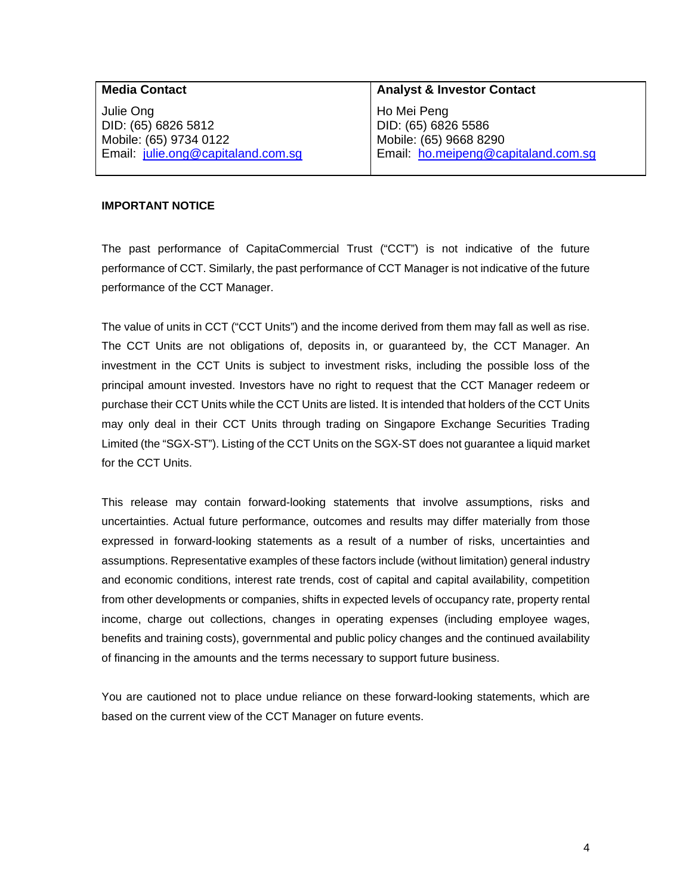| Media Contact | Analyst & Investor Contact |
| --- | --- |
| Julie Ong<br>DID: (65) 6826 5812<br>Mobile: (65) 9734 0122<br>Email: julie.ong@capitaland.com.sg | Ho Mei Peng<br>DID: (65) 6826 5586<br>Mobile: (65) 9668 8290<br>Email: ho.meipeng@capitaland.com.sg |

**IMPORTANT NOTICE**

The past performance of CapitaCommercial Trust ("CCT") is not indicative of the future performance of CCT. Similarly, the past performance of CCT Manager is not indicative of the future performance of the CCT Manager.

The value of units in CCT ("CCT Units") and the income derived from them may fall as well as rise. The CCT Units are not obligations of, deposits in, or guaranteed by, the CCT Manager. An investment in the CCT Units is subject to investment risks, including the possible loss of the principal amount invested. Investors have no right to request that the CCT Manager redeem or purchase their CCT Units while the CCT Units are listed. It is intended that holders of the CCT Units may only deal in their CCT Units through trading on Singapore Exchange Securities Trading Limited (the "SGX-ST"). Listing of the CCT Units on the SGX-ST does not guarantee a liquid market for the CCT Units.

This release may contain forward-looking statements that involve assumptions, risks and uncertainties. Actual future performance, outcomes and results may differ materially from those expressed in forward-looking statements as a result of a number of risks, uncertainties and assumptions. Representative examples of these factors include (without limitation) general industry and economic conditions, interest rate trends, cost of capital and capital availability, competition from other developments or companies, shifts in expected levels of occupancy rate, property rental income, charge out collections, changes in operating expenses (including employee wages, benefits and training costs), governmental and public policy changes and the continued availability of financing in the amounts and the terms necessary to support future business.

You are cautioned not to place undue reliance on these forward-looking statements, which are based on the current view of the CCT Manager on future events.